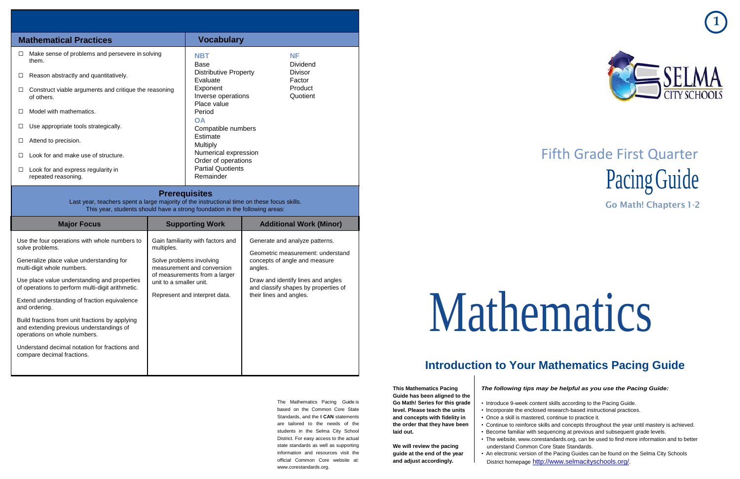## Mathematical Practices

- ☐ Make sense of problems and persevere in solving them.
- ☐ Reason abstractly and quantitatively.
- ☐ Construct viable arguments and critique the reasoning of others.
- ☐ Model with mathematics.
- ☐ Use appropriate tools strategically.
- ☐ Attend to precision.
- ☐ Look for and make use of structure.
- ☐ Look for and express regularity in repeated reasoning.

## Vocabulary

**NBT**
Base
Distributive Property
Evaluate
Exponent
Inverse operations
Place value
Period

**OA**
Compatible numbers
Estimate
Multiply
Numerical expression
Order of operations
Partial Quotients
Remainder

**NF**
Dividend
Divisor
Factor
Product
Quotient

## Prerequisites

Last year, teachers spent a large majority of the instructional time on these focus skills.
This year, students should have a strong foundation in the following areas:

| Major Focus | Supporting Work | Additional Work (Minor) |
|---|---|---|
| Use the four operations with whole numbers to solve problems.<br>Generalize place value understanding for multi-digit whole numbers.<br>Use place value understanding and properties of operations to perform multi-digit arithmetic.<br>Extend understanding of fraction equivalence and ordering.<br>Build fractions from unit fractions by applying and extending previous understandings of operations on whole numbers.<br>Understand decimal notation for fractions and compare decimal fractions. | Gain familiarity with factors and multiples.<br>Solve problems involving measurement and conversion of measurements from a larger unit to a smaller unit.<br>Represent and interpret data. | Generate and analyze patterns.<br>Geometric measurement: understand concepts of angle and measure angles.<br>Draw and identify lines and angles and classify shapes by properties of their lines and angles. |

The Mathematics Pacing Guide is based on the Common Core State Standards, and the **I CAN** statements are tailored to the needs of the students in the Selma City School District. For easy access to the actual state standards as well as supporting information and resources visit the official Common Core website at: www.corestandards.org.

SELMA CITY SCHOOLS

# Fifth Grade First Quarter Pacing Guide

**Go Math! Chapters 1-2**

# Mathematics

## Introduction to Your Mathematics Pacing Guide

**This Mathematics Pacing Guide has been aligned to the Go Math! Series for this grade level. Please teach the units and concepts with fidelity in the order that they have been laid out.**

**We will review the pacing guide at the end of the year and adjust accordingly.**

***The following tips may be helpful as you use the Pacing Guide:***

- Introduce 9-week content skills according to the Pacing Guide.
- Incorporate the enclosed research-based instructional practices.
- Once a skill is mastered, continue to practice it.
- Continue to reinforce skills and concepts throughout the year until mastery is achieved.
- Become familiar with sequencing at previous and subsequent grade levels.
- The website, www.corestandards.org, can be used to find more information and to better understand Common Core State Standards.
- An electronic version of the Pacing Guides can be found on the Selma City Schools District homepage http://www.selmacityschools.org/.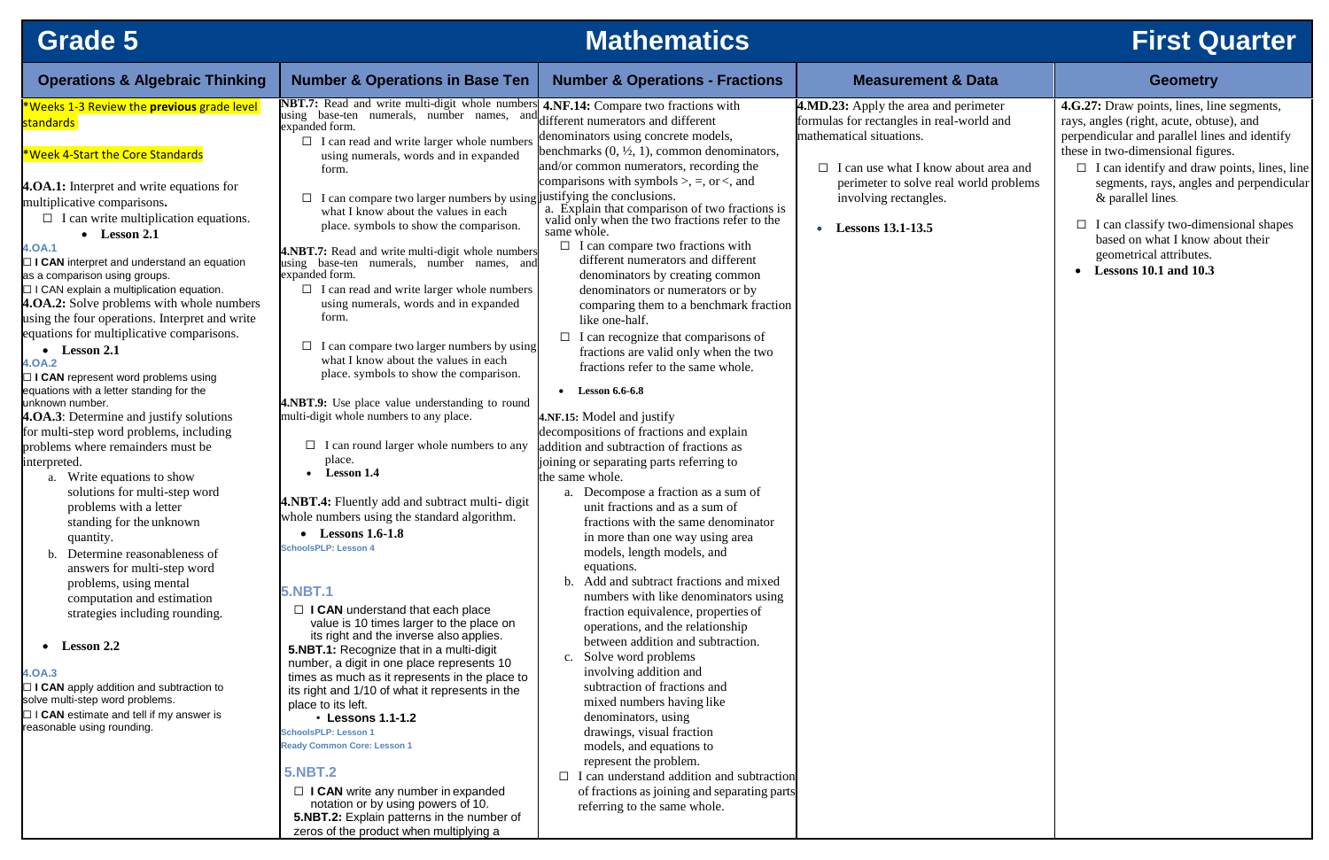# Grade 5 Mathematics First Quarter

## Operations & Algebraic Thinking

*Weeks 1-3 Review the **previous** grade level standards

*Week 4-Start the Core Standards

**4.OA.1:** Interpret and write equations for multiplicative comparisons**.**

- ☐ I can write multiplication equations.
  - **Lesson 2.1**

**4.OA.1**

☐ **I CAN** interpret and understand an equation as a comparison using groups.

☐ I CAN explain a multiplication equation.

**4.OA.2:** Solve problems with whole numbers using the four operations. Interpret and write equations for multiplicative comparisons.

- **Lesson 2.1**

**4.OA.2**

☐ **I CAN** represent word problems using equations with a letter standing for the unknown number.

**4.OA.3**: Determine and justify solutions for multi-step word problems, including problems where remainders must be interpreted.

a. Write equations to show solutions for multi-step word problems with a letter standing for the unknown quantity.
b. Determine reasonableness of answers for multi-step word problems, using mental computation and estimation strategies including rounding.

- **Lesson 2.2**

**4.OA.3**

☐ **I CAN** apply addition and subtraction to solve multi-step word problems.

☐ I **CAN** estimate and tell if my answer is reasonable using rounding.

## Number & Operations in Base Ten

**NBT.7:** Read and write multi-digit whole numbers using base-ten numerals, number names, and expanded form.

- ☐ I can read and write larger whole numbers using numerals, words and in expanded form.
- ☐ I can compare two larger numbers by using what I know about the values in each place. symbols to show the comparison.

**4.NBT.7:** Read and write multi-digit whole numbers using base-ten numerals, number names, and expanded form.

- ☐ I can read and write larger whole numbers using numerals, words and in expanded form.
- ☐ I can compare two larger numbers by using what I know about the values in each place. symbols to show the comparison.

**4.NBT.9:** Use place value understanding to round multi-digit whole numbers to any place.

- ☐ I can round larger whole numbers to any place.
  - **Lesson 1.4**

**4.NBT.4:** Fluently add and subtract multi- digit whole numbers using the standard algorithm.

- **Lessons 1.6-1.8**

SchoolsPLP: Lesson 4

### 5.NBT.1

☐ **I CAN** understand that each place value is 10 times larger to the place on its right and the inverse also applies.

**5.NBT.1:** Recognize that in a multi-digit number, a digit in one place represents 10 times as much as it represents in the place to its right and 1/10 of what it represents in the place to its left.

- **Lessons 1.1-1.2**

SchoolsPLP: Lesson 1

Ready Common Core: Lesson 1

### 5.NBT.2

☐ **I CAN** write any number in expanded notation or by using powers of 10.

**5.NBT.2:** Explain patterns in the number of zeros of the product when multiplying a

## Number & Operations - Fractions

**4.NF.14:** Compare two fractions with different numerators and different denominators using concrete models, benchmarks (0, ½, 1), common denominators, and/or common numerators, recording the comparisons with symbols >, =, or <, and justifying the conclusions.

a. Explain that comparison of two fractions is valid only when the two fractions refer to the same whole.

- ☐ I can compare two fractions with different numerators and different denominators by creating common denominators or numerators or by comparing them to a benchmark fraction like one-half.
- ☐ I can recognize that comparisons of fractions are valid only when the two fractions refer to the same whole.

- **Lesson 6.6-6.8**

**4.NF.15:** Model and justify decompositions of fractions and explain addition and subtraction of fractions as joining or separating parts referring to the same whole.

a. Decompose a fraction as a sum of unit fractions and as a sum of fractions with the same denominator in more than one way using area models, length models, and equations.
b. Add and subtract fractions and mixed numbers with like denominators using fraction equivalence, properties of operations, and the relationship between addition and subtraction.
c. Solve word problems involving addition and subtraction of fractions and mixed numbers having like denominators, using drawings, visual fraction models, and equations to represent the problem.

- ☐ I can understand addition and subtraction of fractions as joining and separating parts referring to the same whole.

## Measurement & Data

**4.MD.23:** Apply the area and perimeter formulas for rectangles in real-world and mathematical situations.

- ☐ I can use what I know about area and perimeter to solve real world problems involving rectangles.

- **Lessons 13.1-13.5**

## Geometry

**4.G.27:** Draw points, lines, line segments, rays, angles (right, acute, obtuse), and perpendicular and parallel lines and identify these in two-dimensional figures.

- ☐ I can identify and draw points, lines, line segments, rays, angles and perpendicular & parallel lines.
- ☐ I can classify two-dimensional shapes based on what I know about their geometrical attributes.

- **Lessons 10.1 and 10.3**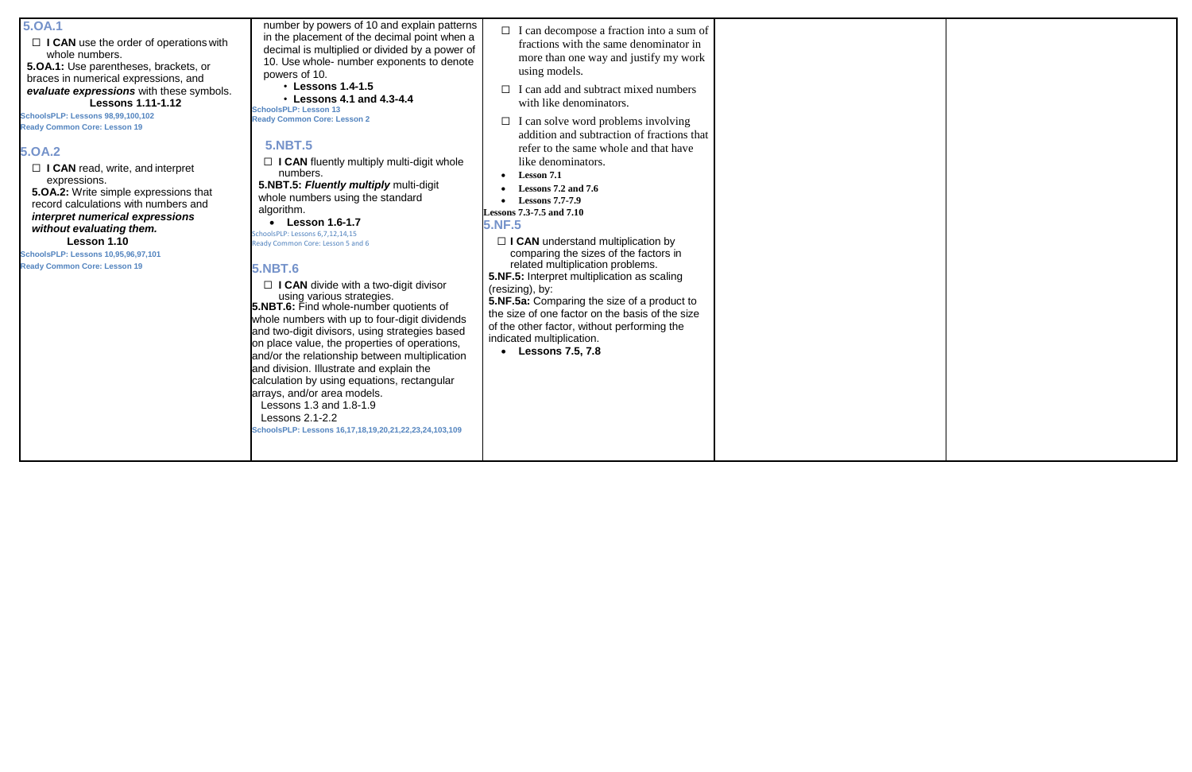## 5.OA.1

☐ **I CAN** use the order of operations with whole numbers.

**5.OA.1:** Use parentheses, brackets, or braces in numerical expressions, and ***evaluate expressions*** with these symbols.

**Lessons 1.11-1.12**

**SchoolsPLP: Lessons 98,99,100,102**

**Ready Common Core: Lesson 19**

## 5.OA.2

☐ **I CAN** read, write, and interpret expressions.

**5.OA.2:** Write simple expressions that record calculations with numbers and ***interpret numerical expressions without evaluating them.***

**Lesson 1.10**

**SchoolsPLP: Lessons 10,95,96,97,101**

**Ready Common Core: Lesson 19**

number by powers of 10 and explain patterns in the placement of the decimal point when a decimal is multiplied or divided by a power of 10. Use whole- number exponents to denote powers of 10.

- **Lessons 1.4-1.5**
- **Lessons 4.1 and 4.3-4.4**

**SchoolsPLP: Lesson 13**

**Ready Common Core: Lesson 2**

## 5.NBT.5

☐ **I CAN** fluently multiply multi-digit whole numbers.

**5.NBT.5: *Fluently multiply*** multi-digit whole numbers using the standard algorithm.

- **Lesson 1.6-1.7**

SchoolsPLP: Lessons 6,7,12,14,15

Ready Common Core: Lesson 5 and 6

## 5.NBT.6

☐ **I CAN** divide with a two-digit divisor using various strategies.

**5.NBT.6:** Find whole-number quotients of whole numbers with up to four-digit dividends and two-digit divisors, using strategies based on place value, the properties of operations, and/or the relationship between multiplication and division. Illustrate and explain the calculation by using equations, rectangular arrays, and/or area models.

Lessons 1.3 and 1.8-1.9

Lessons 2.1-2.2

**SchoolsPLP: Lessons 16,17,18,19,20,21,22,23,24,103,109**

☐ I can decompose a fraction into a sum of fractions with the same denominator in more than one way and justify my work using models.

☐ I can add and subtract mixed numbers with like denominators.

☐ I can solve word problems involving addition and subtraction of fractions that refer to the same whole and that have like denominators.

- **Lesson 7.1**
- **Lessons 7.2 and 7.6**
- **Lessons 7.7-7.9**

**Lessons 7.3-7.5 and 7.10**

## 5.NF.5

☐ **I CAN** understand multiplication by comparing the sizes of the factors in related multiplication problems.

**5.NF.5:** Interpret multiplication as scaling (resizing), by:

**5.NF.5a:** Comparing the size of a product to the size of one factor on the basis of the size of the other factor, without performing the indicated multiplication.

- **Lessons 7.5, 7.8**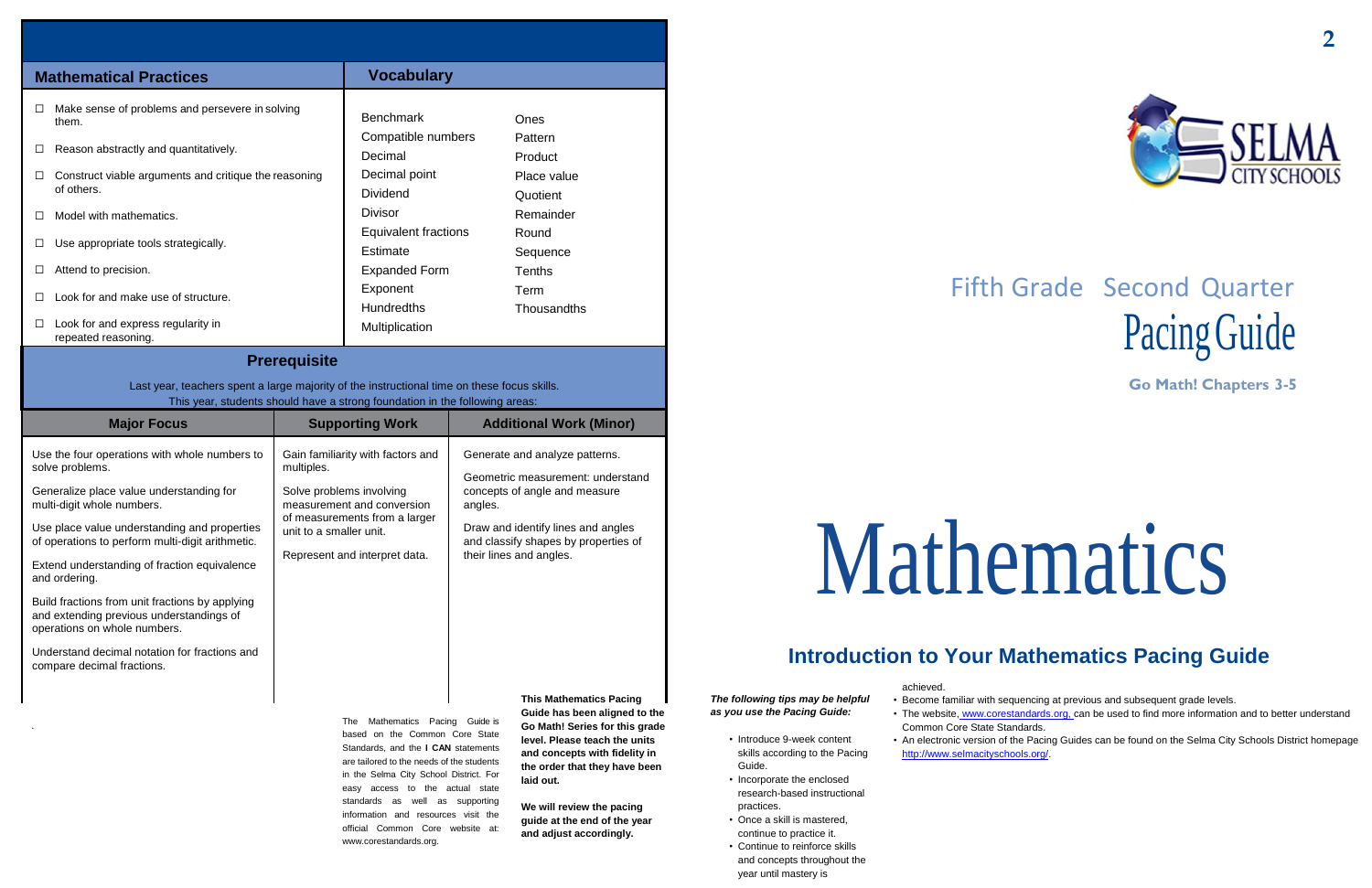| Mathematical Practices | Vocabulary | |
|---|---|---|
| ☐ Make sense of problems and persevere in solving them. | Benchmark | Ones |
| ☐ Reason abstractly and quantitatively. | Compatible numbers | Pattern |
| ☐ Construct viable arguments and critique the reasoning of others. | Decimal | Product |
| ☐ Model with mathematics. | Decimal point | Place value |
| ☐ Use appropriate tools strategically. | Dividend | Quotient |
| ☐ Attend to precision. | Divisor | Remainder |
| ☐ Look for and make use of structure. | Equivalent fractions | Round |
| ☐ Look for and express regularity in repeated reasoning. | Estimate | Sequence |
| | Expanded Form | Tenths |
| | Exponent | Term |
| | Hundredths | Thousandths |
| | Multiplication | |

## Prerequisite

Last year, teachers spent a large majority of the instructional time on these focus skills.
This year, students should have a strong foundation in the following areas:

| Major Focus | Supporting Work | Additional Work (Minor) |
|---|---|---|
| Use the four operations with whole numbers to solve problems. | Gain familiarity with factors and multiples. | Generate and analyze patterns. |
| Generalize place value understanding for multi-digit whole numbers. | Solve problems involving measurement and conversion of measurements from a larger unit to a smaller unit. | Geometric measurement: understand concepts of angle and measure angles. |
| Use place value understanding and properties of operations to perform multi-digit arithmetic. | Represent and interpret data. | Draw and identify lines and angles and classify shapes by properties of their lines and angles. |
| Extend understanding of fraction equivalence and ordering. | | |
| Build fractions from unit fractions by applying and extending previous understandings of operations on whole numbers. | | |
| Understand decimal notation for fractions and compare decimal fractions. | | |

The Mathematics Pacing Guide is based on the Common Core State Standards, and the **I CAN** statements are tailored to the needs of the students in the Selma City School District. For easy access to the actual state standards as well as supporting information and resources visit the official Common Core website at: www.corestandards.org.

**This Mathematics Pacing Guide has been aligned to the Go Math! Series for this grade level. Please teach the units and concepts with fidelity in the order that they have been laid out.**

**We will review the pacing guide at the end of the year and adjust accordingly.**

# SELMA CITY SCHOOLS

Fifth Grade Second Quarter

Pacing Guide

**Go Math! Chapters 3-5**

# Mathematics

## Introduction to Your Mathematics Pacing Guide

***The following tips may be helpful as you use the Pacing Guide:***

- Introduce 9-week content skills according to the Pacing Guide.
- Incorporate the enclosed research-based instructional practices.
- Once a skill is mastered, continue to practice it.
- Continue to reinforce skills and concepts throughout the year until mastery is achieved.
- Become familiar with sequencing at previous and subsequent grade levels.
- The website, www.corestandards.org, can be used to find more information and to better understand Common Core State Standards.
- An electronic version of the Pacing Guides can be found on the Selma City Schools District homepage http://www.selmacityschools.org/.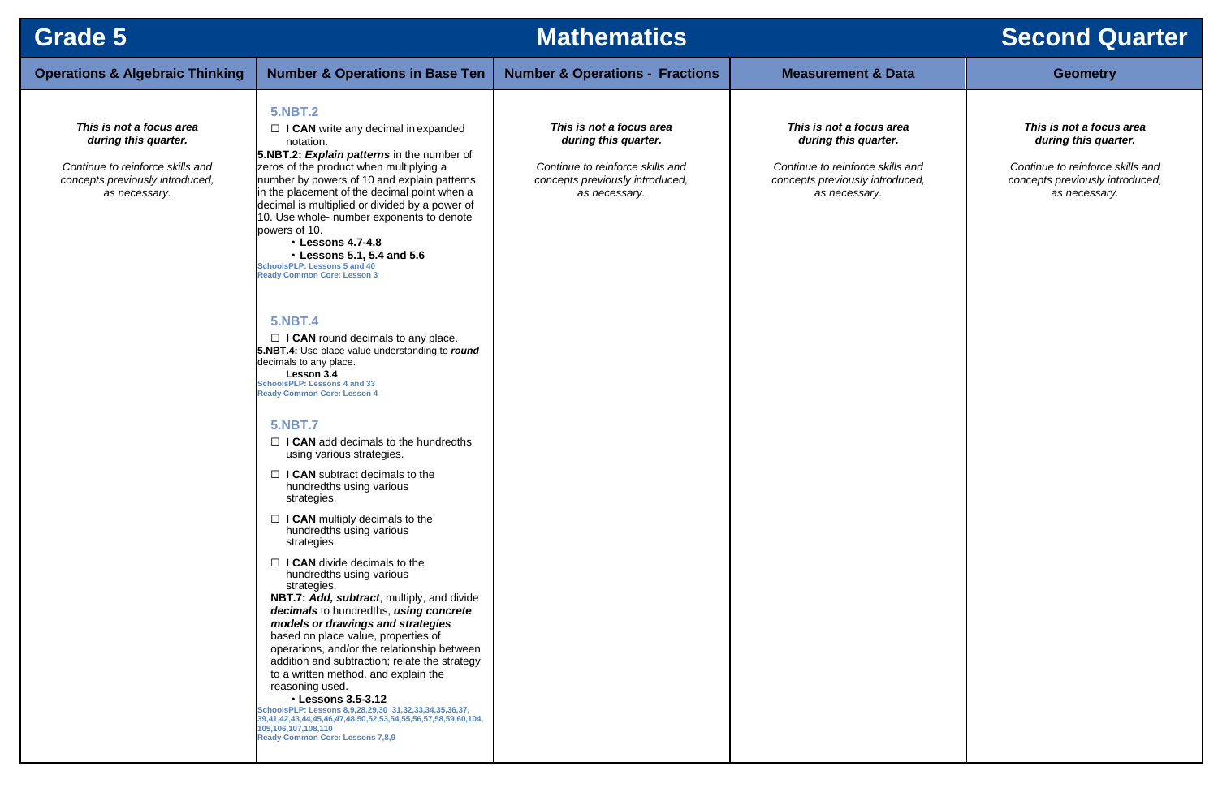# Grade 5 — Mathematics — Second Quarter

| Operations & Algebraic Thinking | Number & Operations in Base Ten | Number & Operations - Fractions | Measurement & Data | Geometry |
|---|---|---|---|---|
| ***This is not a focus area during this quarter.*** *Continue to reinforce skills and concepts previously introduced, as necessary.* | **5.NBT.2**<br>☐ **I CAN** write any decimal in expanded notation.<br>**5.NBT.2:** ***Explain patterns*** in the number of zeros of the product when multiplying a number by powers of 10 and explain patterns in the placement of the decimal point when a decimal is multiplied or divided by a power of 10. Use whole- number exponents to denote powers of 10.<br>• **Lessons 4.7-4.8**<br>• **Lessons 5.1, 5.4 and 5.6**<br>**SchoolsPLP: Lessons 5 and 40**<br>**Ready Common Core: Lesson 3**<br><br>**5.NBT.4**<br>☐ **I CAN** round decimals to any place.<br>**5.NBT.4:** Use place value understanding to ***round*** decimals to any place.<br>**Lesson 3.4**<br>**SchoolsPLP: Lessons 4 and 33**<br>**Ready Common Core: Lesson 4**<br><br>**5.NBT.7**<br>☐ **I CAN** add decimals to the hundredths using various strategies.<br>☐ **I CAN** subtract decimals to the hundredths using various strategies.<br>☐ **I CAN** multiply decimals to the hundredths using various strategies.<br>☐ **I CAN** divide decimals to the hundredths using various strategies.<br>**NBT.7:** ***Add, subtract***, multiply, and divide ***decimals*** to hundredths, ***using concrete models or drawings and strategies*** based on place value, properties of operations, and/or the relationship between addition and subtraction; relate the strategy to a written method, and explain the reasoning used.<br>• **Lessons 3.5-3.12**<br>**SchoolsPLP: Lessons 8,9,28,29,30 ,31,32,33,34,35,36,37, 39,41,42,43,44,45,46,47,48,50,52,53,54,55,56,57,58,59,60,104, 105,106,107,108,110**<br>**Ready Common Core: Lessons 7,8,9** | ***This is not a focus area during this quarter.*** *Continue to reinforce skills and concepts previously introduced, as necessary.* | ***This is not a focus area during this quarter.*** *Continue to reinforce skills and concepts previously introduced, as necessary.* | ***This is not a focus area during this quarter.*** *Continue to reinforce skills and concepts previously introduced, as necessary.* |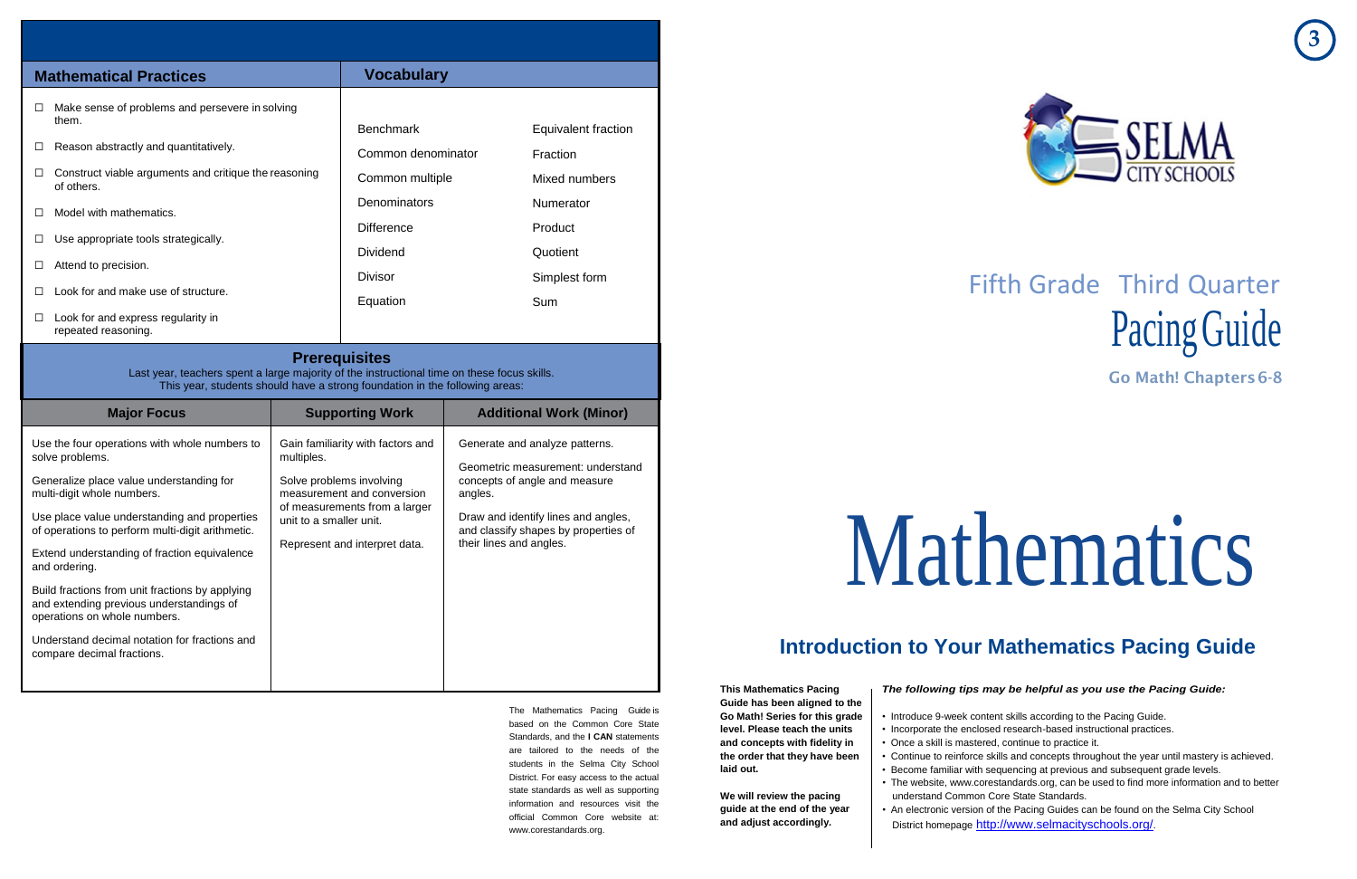## Mathematical Practices

- ☐ Make sense of problems and persevere in solving them.
- ☐ Reason abstractly and quantitatively.
- ☐ Construct viable arguments and critique the reasoning of others.
- ☐ Model with mathematics.
- ☐ Use appropriate tools strategically.
- ☐ Attend to precision.
- ☐ Look for and make use of structure.
- ☐ Look for and express regularity in repeated reasoning.

## Vocabulary

| | |
|---|---|
| Benchmark | Equivalent fraction |
| Common denominator | Fraction |
| Common multiple | Mixed numbers |
| Denominators | Numerator |
| Difference | Product |
| Dividend | Quotient |
| Divisor | Simplest form |
| Equation | Sum |

## Prerequisites

Last year, teachers spent a large majority of the instructional time on these focus skills.
This year, students should have a strong foundation in the following areas:

| Major Focus | Supporting Work | Additional Work (Minor) |
|---|---|---|
| Use the four operations with whole numbers to solve problems. | Gain familiarity with factors and multiples. | Generate and analyze patterns. |
| Generalize place value understanding for multi-digit whole numbers. | Solve problems involving measurement and conversion of measurements from a larger unit to a smaller unit. | Geometric measurement: understand concepts of angle and measure angles. |
| Use place value understanding and properties of operations to perform multi-digit arithmetic. | Represent and interpret data. | Draw and identify lines and angles, and classify shapes by properties of their lines and angles. |
| Extend understanding of fraction equivalence and ordering. | | |
| Build fractions from unit fractions by applying and extending previous understandings of operations on whole numbers. | | |
| Understand decimal notation for fractions and compare decimal fractions. | | |

The Mathematics Pacing Guide is based on the Common Core State Standards, and the **I CAN** statements are tailored to the needs of the students in the Selma City School District. For easy access to the actual state standards as well as supporting information and resources visit the official Common Core website at: www.corestandards.org.

SELMA CITY SCHOOLS

# Fifth Grade Third Quarter Pacing Guide

**Go Math! Chapters 6-8**

# Mathematics

## Introduction to Your Mathematics Pacing Guide

**This Mathematics Pacing Guide has been aligned to the Go Math! Series for this grade level. Please teach the units and concepts with fidelity in the order that they have been laid out.**

**We will review the pacing guide at the end of the year and adjust accordingly.**

***The following tips may be helpful as you use the Pacing Guide:***

- Introduce 9-week content skills according to the Pacing Guide.
- Incorporate the enclosed research-based instructional practices.
- Once a skill is mastered, continue to practice it.
- Continue to reinforce skills and concepts throughout the year until mastery is achieved.
- Become familiar with sequencing at previous and subsequent grade levels.
- The website, www.corestandards.org, can be used to find more information and to better understand Common Core State Standards.
- An electronic version of the Pacing Guides can be found on the Selma City School District homepage http://www.selmacityschools.org/.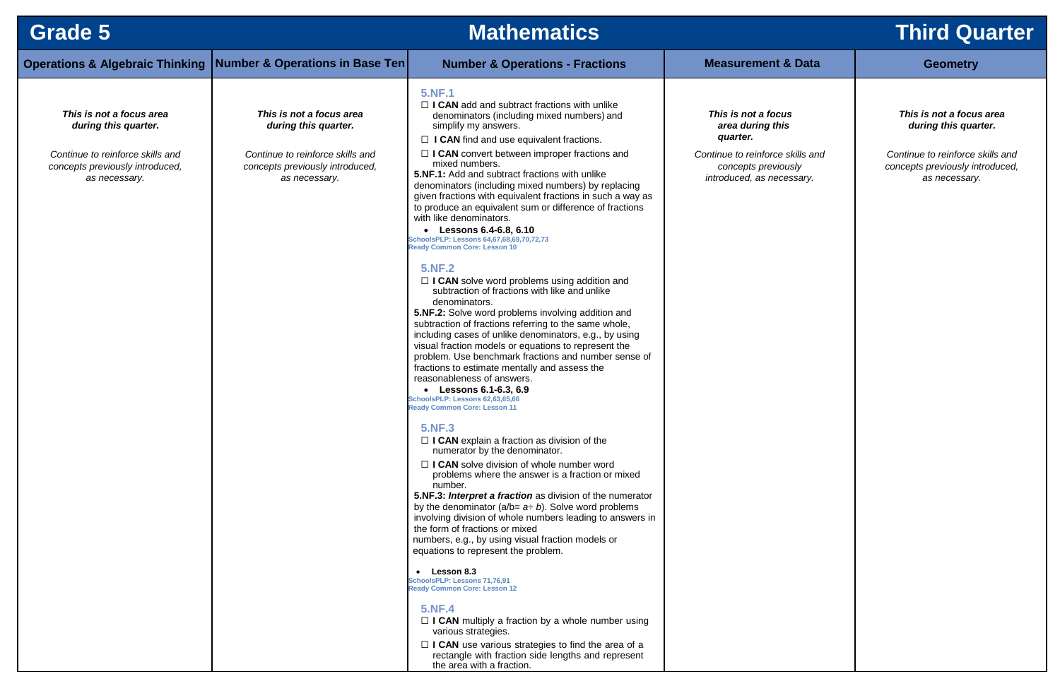# Grade 5 — Mathematics — Third Quarter

| Operations & Algebraic Thinking | Number & Operations in Base Ten | Number & Operations - Fractions | Measurement & Data | Geometry |
|---|---|---|---|---|
| ***This is not a focus area during this quarter.*** <br><br> *Continue to reinforce skills and concepts previously introduced, as necessary.* | ***This is not a focus area during this quarter.*** <br><br> *Continue to reinforce skills and concepts previously introduced, as necessary.* | **5.NF.1** <br> ☐ **I CAN** add and subtract fractions with unlike denominators (including mixed numbers) and simplify my answers. <br> ☐ **I CAN** find and use equivalent fractions. <br> ☐ **I CAN** convert between improper fractions and mixed numbers. <br> **5.NF.1:** Add and subtract fractions with unlike denominators (including mixed numbers) by replacing given fractions with equivalent fractions in such a way as to produce an equivalent sum or difference of fractions with like denominators. <br> • **Lessons 6.4-6.8, 6.10** <br> SchoolsPLP: Lessons 64,67,68,69,70,72,73 <br> Ready Common Core: Lesson 10 <br><br> **5.NF.2** <br> ☐ **I CAN** solve word problems using addition and subtraction of fractions with like and unlike denominators. <br> **5.NF.2:** Solve word problems involving addition and subtraction of fractions referring to the same whole, including cases of unlike denominators, e.g., by using visual fraction models or equations to represent the problem. Use benchmark fractions and number sense of fractions to estimate mentally and assess the reasonableness of answers. <br> • **Lessons 6.1-6.3, 6.9** <br> SchoolsPLP: Lessons 62,63,65,66 <br> Ready Common Core: Lesson 11 <br><br> **5.NF.3** <br> ☐ **I CAN** explain a fraction as division of the numerator by the denominator. <br> ☐ **I CAN** solve division of whole number word problems where the answer is a fraction or mixed number. <br> **5.NF.3:** ***Interpret a fraction*** as division of the numerator by the denominator ($a/b = a \div b$). Solve word problems involving division of whole numbers leading to answers in the form of fractions or mixed numbers, e.g., by using visual fraction models or equations to represent the problem. <br> • **Lesson 8.3** <br> SchoolsPLP: Lessons 71,76,91 <br> Ready Common Core: Lesson 12 <br><br> **5.NF.4** <br> ☐ **I CAN** multiply a fraction by a whole number using various strategies. <br> ☐ **I CAN** use various strategies to find the area of a rectangle with fraction side lengths and represent the area with a fraction. | ***This is not a focus area during this quarter.*** <br><br> *Continue to reinforce skills and concepts previously introduced, as necessary.* | ***This is not a focus area during this quarter.*** <br><br> *Continue to reinforce skills and concepts previously introduced, as necessary.* |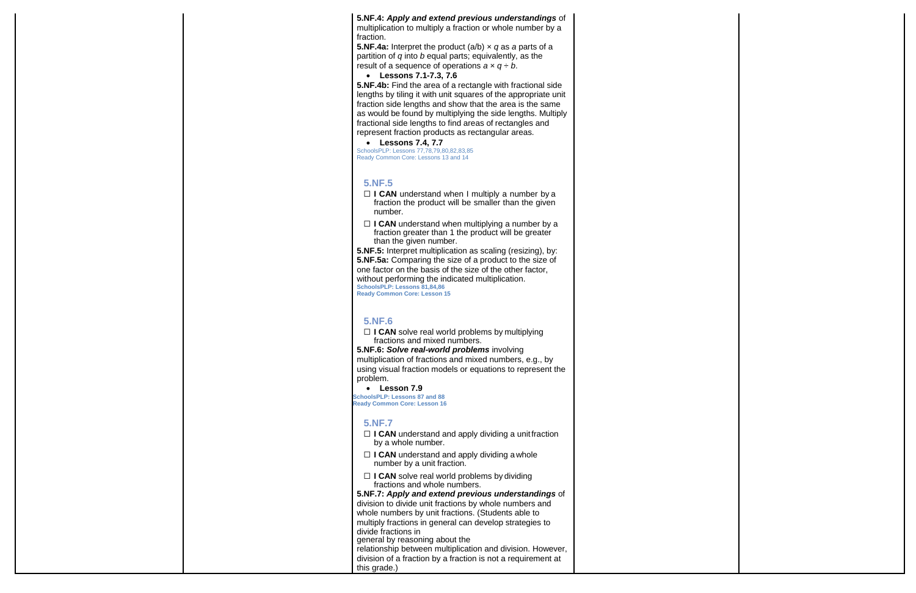| | | | | |
|---|---|---|---|---|
| | | **5.NF.4:** ***Apply and extend previous understandings*** of multiplication to multiply a fraction or whole number by a fraction.<br>**5.NF.4a:** Interpret the product $(a/b) \times q$ as *a* parts of a partition of *q* into *b* equal parts; equivalently, as the result of a sequence of operations $a \times q \div b$.<br>• **Lessons 7.1-7.3, 7.6**<br>**5.NF.4b:** Find the area of a rectangle with fractional side lengths by tiling it with unit squares of the appropriate unit fraction side lengths and show that the area is the same as would be found by multiplying the side lengths. Multiply fractional side lengths to find areas of rectangles and represent fraction products as rectangular areas.<br>• **Lessons 7.4, 7.7**<br>SchoolsPLP: Lessons 77,78,79,80,82,83,85<br>Ready Common Core: Lessons 13 and 14<br><br>**5.NF.5**<br>☐ **I CAN** understand when I multiply a number by a fraction the product will be smaller than the given number.<br>☐ **I CAN** understand when multiplying a number by a fraction greater than 1 the product will be greater than the given number.<br>**5.NF.5:** Interpret multiplication as scaling (resizing), by:<br>**5.NF.5a:** Comparing the size of a product to the size of one factor on the basis of the size of the other factor, without performing the indicated multiplication.<br>**SchoolsPLP: Lessons 81,84,86**<br>**Ready Common Core: Lesson 15**<br><br>**5.NF.6**<br>☐ **I CAN** solve real world problems by multiplying fractions and mixed numbers.<br>**5.NF.6:** ***Solve real-world problems*** involving multiplication of fractions and mixed numbers, e.g., by using visual fraction models or equations to represent the problem.<br>• **Lesson 7.9**<br>**SchoolsPLP: Lessons 87 and 88**<br>**Ready Common Core: Lesson 16**<br><br>**5.NF.7**<br>☐ **I CAN** understand and apply dividing a unit fraction by a whole number.<br>☐ **I CAN** understand and apply dividing a whole number by a unit fraction.<br>☐ **I CAN** solve real world problems by dividing fractions and whole numbers.<br>**5.NF.7:** ***Apply and extend previous understandings*** of division to divide unit fractions by whole numbers and whole numbers by unit fractions. (Students able to multiply fractions in general can develop strategies to divide fractions in general by reasoning about the relationship between multiplication and division. However, division of a fraction by a fraction is not a requirement at this grade.) | | |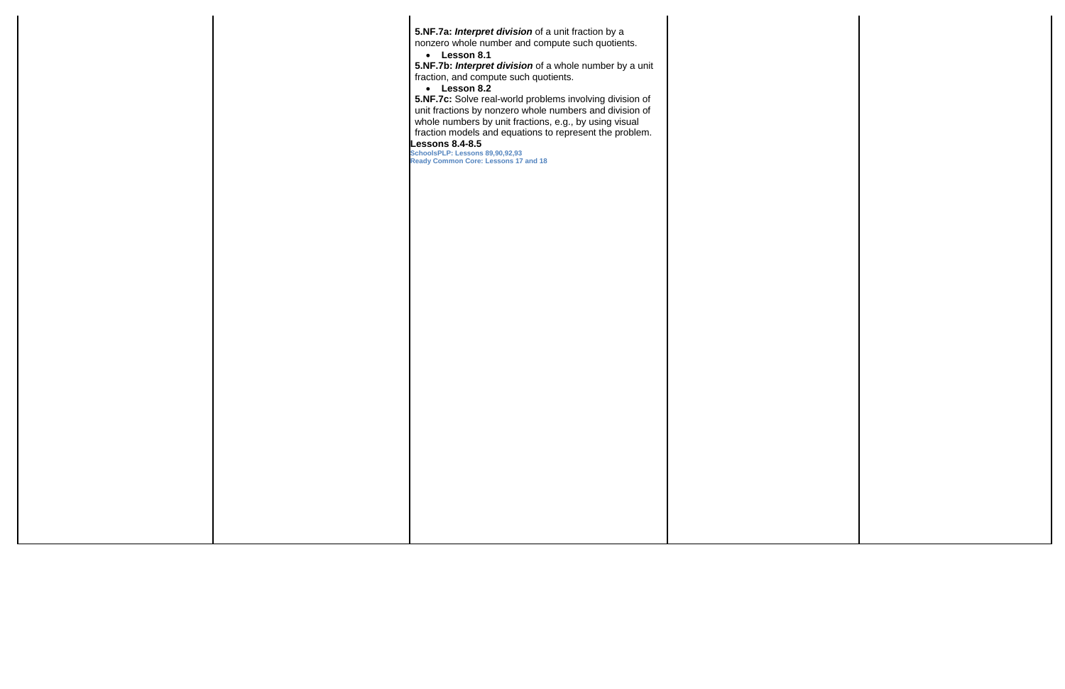|  |  |  |  |  |
|---|---|---|---|---|
|  |  | **5.NF.7a:** ***Interpret division*** of a unit fraction by a nonzero whole number and compute such quotients.<br>• **Lesson 8.1**<br>**5.NF.7b:** ***Interpret division*** of a whole number by a unit fraction, and compute such quotients.<br>• **Lesson 8.2**<br>**5.NF.7c:** Solve real-world problems involving division of unit fractions by nonzero whole numbers and division of whole numbers by unit fractions, e.g., by using visual fraction models and equations to represent the problem.<br>**Lessons 8.4-8.5**<br>**SchoolsPLP: Lessons 89,90,92,93**<br>**Ready Common Core: Lessons 17 and 18** |  |  |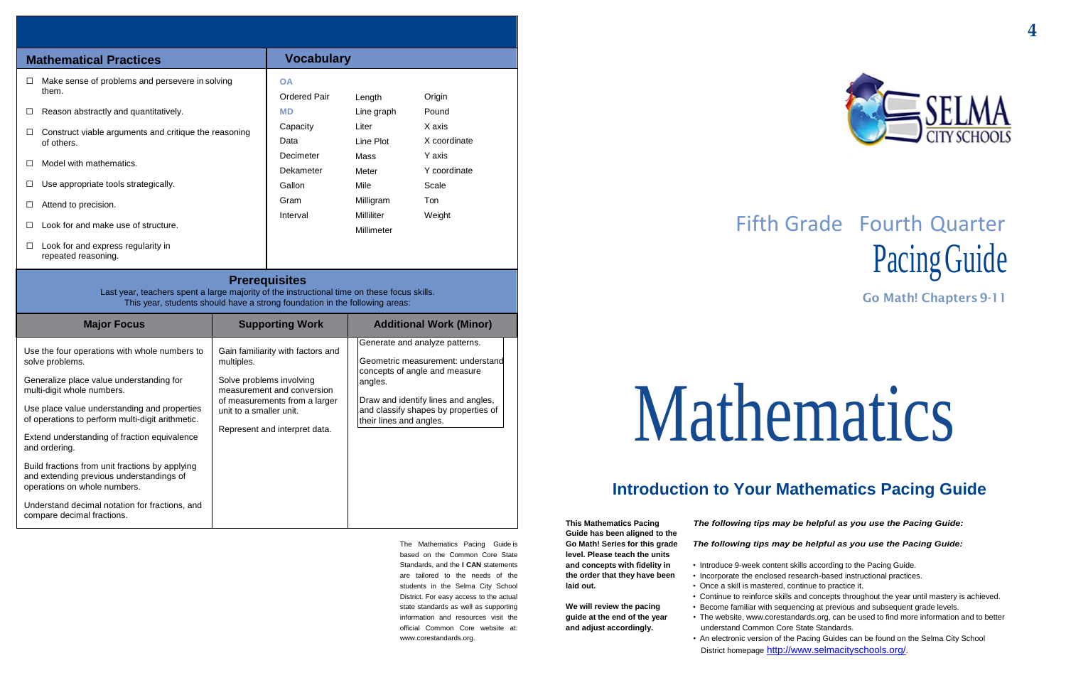| Mathematical Practices |
| --- |
| ☐ Make sense of problems and persevere in solving them. |
| ☐ Reason abstractly and quantitatively. |
| ☐ Construct viable arguments and critique the reasoning of others. |
| ☐ Model with mathematics. |
| ☐ Use appropriate tools strategically. |
| ☐ Attend to precision. |
| ☐ Look for and make use of structure. |
| ☐ Look for and express regularity in repeated reasoning. |

## Vocabulary

| | | |
| --- | --- | --- |
| **OA** | | |
| Ordered Pair | Length | Origin |
| **MD** | Line graph | Pound |
| Capacity | Liter | X axis |
| Data | Line Plot | X coordinate |
| Decimeter | Mass | Y axis |
| Dekameter | Meter | Y coordinate |
| Gallon | Mile | Scale |
| Gram | Milligram | Ton |
| Interval | Milliliter | Weight |
| | Millimeter | |

## Prerequisites

Last year, teachers spent a large majority of the instructional time on these focus skills.
This year, students should have a strong foundation in the following areas:

| Major Focus | Supporting Work | Additional Work (Minor) |
| --- | --- | --- |
| Use the four operations with whole numbers to solve problems.<br><br>Generalize place value understanding for multi-digit whole numbers.<br><br>Use place value understanding and properties of operations to perform multi-digit arithmetic.<br><br>Extend understanding of fraction equivalence and ordering.<br><br>Build fractions from unit fractions by applying and extending previous understandings of operations on whole numbers.<br><br>Understand decimal notation for fractions, and compare decimal fractions. | Gain familiarity with factors and multiples.<br><br>Solve problems involving measurement and conversion of measurements from a larger unit to a smaller unit.<br><br>Represent and interpret data. | Generate and analyze patterns.<br><br>Geometric measurement: understand concepts of angle and measure angles.<br><br>Draw and identify lines and angles, and classify shapes by properties of their lines and angles. |

The Mathematics Pacing Guide is based on the Common Core State Standards, and the **I CAN** statements are tailored to the needs of the students in the Selma City School District. For easy access to the actual state standards as well as supporting information and resources visit the official Common Core website at: www.corestandards.org.

SELMA CITY SCHOOLS

# Fifth Grade Fourth Quarter Pacing Guide

**Go Math! Chapters 9-11**

# Mathematics

## Introduction to Your Mathematics Pacing Guide

**This Mathematics Pacing Guide has been aligned to the Go Math! Series for this grade level. Please teach the units and concepts with fidelity in the order that they have been laid out.**

**We will review the pacing guide at the end of the year and adjust accordingly.**

***The following tips may be helpful as you use the Pacing Guide:***

***The following tips may be helpful as you use the Pacing Guide:***

- Introduce 9-week content skills according to the Pacing Guide.
- Incorporate the enclosed research-based instructional practices.
- Once a skill is mastered, continue to practice it.
- Continue to reinforce skills and concepts throughout the year until mastery is achieved.
- Become familiar with sequencing at previous and subsequent grade levels.
- The website, www.corestandards.org, can be used to find more information and to better understand Common Core State Standards.
- An electronic version of the Pacing Guides can be found on the Selma City School District homepage http://www.selmacityschools.org/.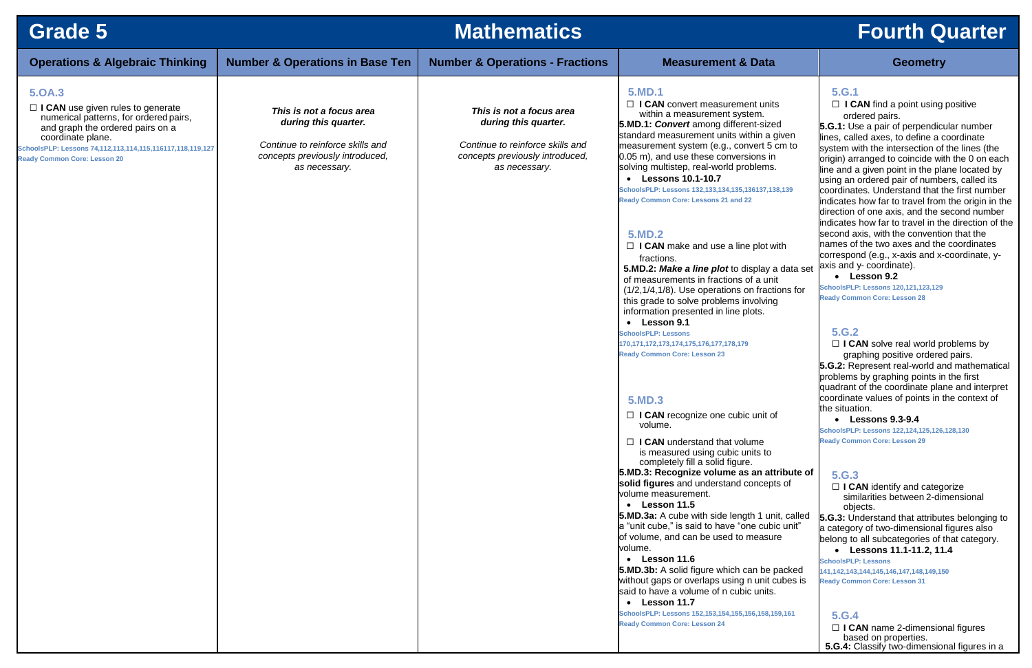# Grade 5 — Mathematics — Fourth Quarter

| Operations & Algebraic Thinking | Number & Operations in Base Ten | Number & Operations - Fractions | Measurement & Data | Geometry |
|---|---|---|---|---|
| **5.OA.3**<br>☐ **I CAN** use given rules to generate numerical patterns, for ordered pairs, and graph the ordered pairs on a coordinate plane.<br>SchoolsPLP: Lessons 74,112,113,114,115,116117,118,119,127<br>Ready Common Core: Lesson 20 | ***This is not a focus area during this quarter.***<br><br>*Continue to reinforce skills and concepts previously introduced, as necessary.* | ***This is not a focus area during this quarter.***<br><br>*Continue to reinforce skills and concepts previously introduced, as necessary.* | **5.MD.1**<br>☐ **I CAN** convert measurement units within a measurement system.<br>**5.MD.1:** ***Convert*** among different-sized standard measurement units within a given measurement system (e.g., convert 5 cm to 0.05 m), and use these conversions in solving multistep, real-world problems.<br>• **Lessons 10.1-10.7**<br>SchoolsPLP: Lessons 132,133,134,135,136137,138,139<br>Ready Common Core: Lessons 21 and 22<br><br>**5.MD.2**<br>☐ **I CAN** make and use a line plot with fractions.<br>**5.MD.2:** ***Make a line plot*** to display a data set of measurements in fractions of a unit (1/2,1/4,1/8). Use operations on fractions for this grade to solve problems involving information presented in line plots.<br>• **Lesson 9.1**<br>SchoolsPLP: Lessons 170,171,172,173,174,175,176,177,178,179<br>Ready Common Core: Lesson 23<br><br>**5.MD.3**<br>☐ **I CAN** recognize one cubic unit of volume.<br>☐ **I CAN** understand that volume is measured using cubic units to completely fill a solid figure.<br>**5.MD.3: Recognize volume as an attribute of solid figures** and understand concepts of volume measurement.<br>• **Lesson 11.5**<br>**5.MD.3a:** A cube with side length 1 unit, called a "unit cube," is said to have "one cubic unit" of volume, and can be used to measure volume.<br>• **Lesson 11.6**<br>**5.MD.3b:** A solid figure which can be packed without gaps or overlaps using n unit cubes is said to have a volume of n cubic units.<br>• **Lesson 11.7**<br>SchoolsPLP: Lessons 152,153,154,155,156,158,159,161<br>Ready Common Core: Lesson 24 | **5.G.1**<br>☐ **I CAN** find a point using positive ordered pairs.<br>**5.G.1:** Use a pair of perpendicular number lines, called axes, to define a coordinate system with the intersection of the lines (the origin) arranged to coincide with the 0 on each line and a given point in the plane located by using an ordered pair of numbers, called its coordinates. Understand that the first number indicates how far to travel from the origin in the direction of one axis, and the second number indicates how far to travel in the direction of the second axis, with the convention that the names of the two axes and the coordinates correspond (e.g., x-axis and x-coordinate, y-axis and y- coordinate).<br>• **Lesson 9.2**<br>SchoolsPLP: Lessons 120,121,123,129<br>Ready Common Core: Lesson 28<br><br>**5.G.2**<br>☐ **I CAN** solve real world problems by graphing positive ordered pairs.<br>**5.G.2:** Represent real-world and mathematical problems by graphing points in the first quadrant of the coordinate plane and interpret coordinate values of points in the context of the situation.<br>• **Lessons 9.3-9.4**<br>SchoolsPLP: Lessons 122,124,125,126,128,130<br>Ready Common Core: Lesson 29<br><br>**5.G.3**<br>☐ **I CAN** identify and categorize similarities between 2-dimensional objects.<br>**5.G.3:** Understand that attributes belonging to a category of two-dimensional figures also belong to all subcategories of that category.<br>• **Lessons 11.1-11.2, 11.4**<br>SchoolsPLP: Lessons 141,142,143,144,145,146,147,148,149,150<br>Ready Common Core: Lesson 31<br><br>**5.G.4**<br>☐ **I CAN** name 2-dimensional figures based on properties.<br>**5.G.4:** Classify two-dimensional figures in a |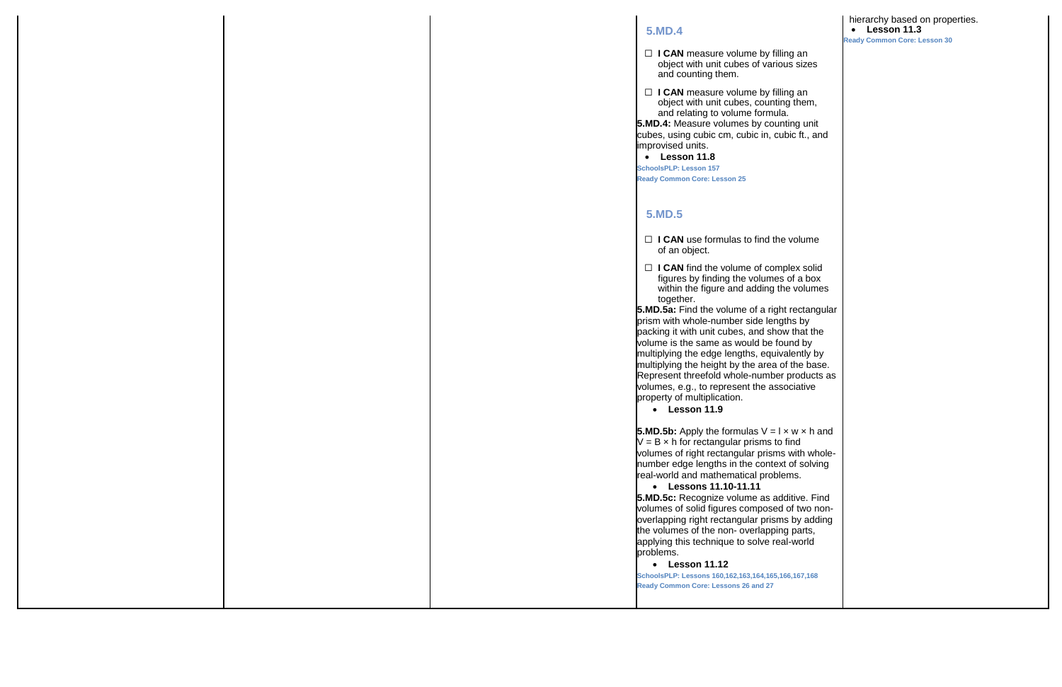| | | | | |
|---|---|---|---|---|
| | | | **5.MD.4**<br><br>☐ **I CAN** measure volume by filling an object with unit cubes of various sizes and counting them.<br><br>☐ **I CAN** measure volume by filling an object with unit cubes, counting them, and relating to volume formula.<br>**5.MD.4:** Measure volumes by counting unit cubes, using cubic cm, cubic in, cubic ft., and improvised units.<br>• **Lesson 11.8**<br>**SchoolsPLP: Lesson 157**<br>**Ready Common Core: Lesson 25**<br><br>**5.MD.5**<br><br>☐ **I CAN** use formulas to find the volume of an object.<br><br>☐ **I CAN** find the volume of complex solid figures by finding the volumes of a box within the figure and adding the volumes together.<br>**5.MD.5a:** Find the volume of a right rectangular prism with whole-number side lengths by packing it with unit cubes, and show that the volume is the same as would be found by multiplying the edge lengths, equivalently by multiplying the height by the area of the base. Represent threefold whole-number products as volumes, e.g., to represent the associative property of multiplication.<br>• **Lesson 11.9**<br><br>**5.MD.5b:** Apply the formulas $V = l \times w \times h$ and $V = B \times h$ for rectangular prisms to find volumes of right rectangular prisms with whole-number edge lengths in the context of solving real-world and mathematical problems.<br>• **Lessons 11.10-11.11**<br>**5.MD.5c:** Recognize volume as additive. Find volumes of solid figures composed of two non-overlapping right rectangular prisms by adding the volumes of the non- overlapping parts, applying this technique to solve real-world problems.<br>• **Lesson 11.12**<br>**SchoolsPLP: Lessons 160,162,163,164,165,166,167,168**<br>**Ready Common Core: Lessons 26 and 27** | hierarchy based on properties.<br>• **Lesson 11.3**<br>**Ready Common Core: Lesson 30** |